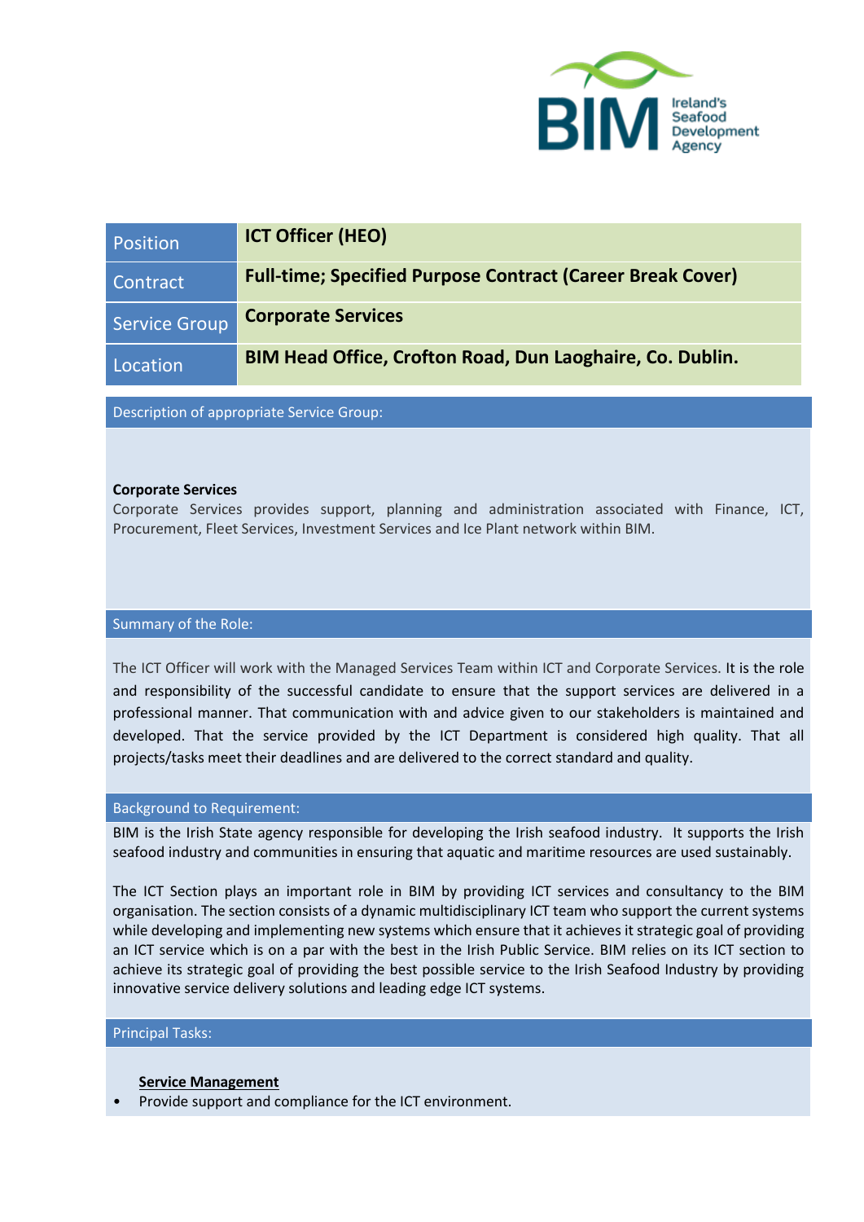BIM Ireland's Seafood Development Agency

| Position | **ICT Officer (HEO)** |
| --- | --- |
| Contract | **Full-time; Specified Purpose Contract (Career Break Cover)** |
| Service Group | **Corporate Services** |
| Location | **BIM Head Office, Crofton Road, Dun Laoghaire, Co. Dublin.** |

## Description of appropriate Service Group:

**Corporate Services**
Corporate Services provides support, planning and administration associated with Finance, ICT, Procurement, Fleet Services, Investment Services and Ice Plant network within BIM.

## Summary of the Role:

The ICT Officer will work with the Managed Services Team within ICT and Corporate Services. It is the role and responsibility of the successful candidate to ensure that the support services are delivered in a professional manner. That communication with and advice given to our stakeholders is maintained and developed. That the service provided by the ICT Department is considered high quality. That all projects/tasks meet their deadlines and are delivered to the correct standard and quality.

## Background to Requirement:

BIM is the Irish State agency responsible for developing the Irish seafood industry. It supports the Irish seafood industry and communities in ensuring that aquatic and maritime resources are used sustainably.

The ICT Section plays an important role in BIM by providing ICT services and consultancy to the BIM organisation. The section consists of a dynamic multidisciplinary ICT team who support the current systems while developing and implementing new systems which ensure that it achieves it strategic goal of providing an ICT service which is on a par with the best in the Irish Public Service. BIM relies on its ICT section to achieve its strategic goal of providing the best possible service to the Irish Seafood Industry by providing innovative service delivery solutions and leading edge ICT systems.

## Principal Tasks:

**<u>Service Management</u>**

- Provide support and compliance for the ICT environment.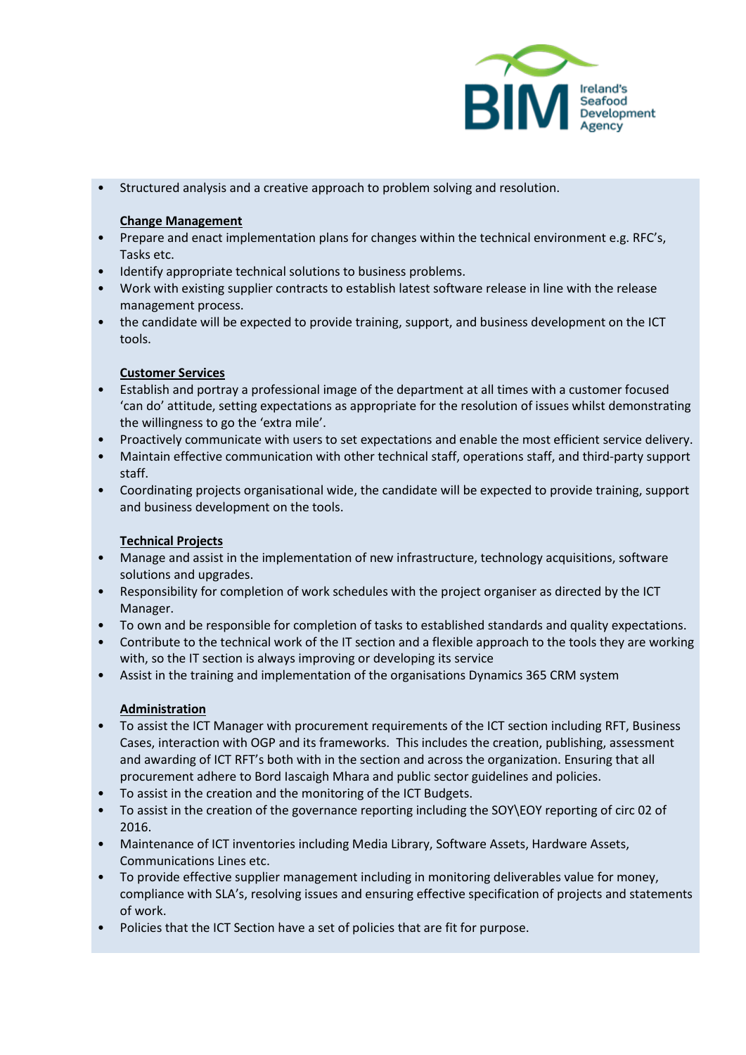- Structured analysis and a creative approach to problem solving and resolution.

**Change Management**

- Prepare and enact implementation plans for changes within the technical environment e.g. RFC's, Tasks etc.
- Identify appropriate technical solutions to business problems.
- Work with existing supplier contracts to establish latest software release in line with the release management process.
- the candidate will be expected to provide training, support, and business development on the ICT tools.

**Customer Services**

- Establish and portray a professional image of the department at all times with a customer focused 'can do' attitude, setting expectations as appropriate for the resolution of issues whilst demonstrating the willingness to go the 'extra mile'.
- Proactively communicate with users to set expectations and enable the most efficient service delivery.
- Maintain effective communication with other technical staff, operations staff, and third-party support staff.
- Coordinating projects organisational wide, the candidate will be expected to provide training, support and business development on the tools.

**Technical Projects**

- Manage and assist in the implementation of new infrastructure, technology acquisitions, software solutions and upgrades.
- Responsibility for completion of work schedules with the project organiser as directed by the ICT Manager.
- To own and be responsible for completion of tasks to established standards and quality expectations.
- Contribute to the technical work of the IT section and a flexible approach to the tools they are working with, so the IT section is always improving or developing its service
- Assist in the training and implementation of the organisations Dynamics 365 CRM system

**Administration**

- To assist the ICT Manager with procurement requirements of the ICT section including RFT, Business Cases, interaction with OGP and its frameworks. This includes the creation, publishing, assessment and awarding of ICT RFT's both with in the section and across the organization. Ensuring that all procurement adhere to Bord Iascaigh Mhara and public sector guidelines and policies.
- To assist in the creation and the monitoring of the ICT Budgets.
- To assist in the creation of the governance reporting including the SOY\EOY reporting of circ 02 of 2016.
- Maintenance of ICT inventories including Media Library, Software Assets, Hardware Assets, Communications Lines etc.
- To provide effective supplier management including in monitoring deliverables value for money, compliance with SLA's, resolving issues and ensuring effective specification of projects and statements of work.
- Policies that the ICT Section have a set of policies that are fit for purpose.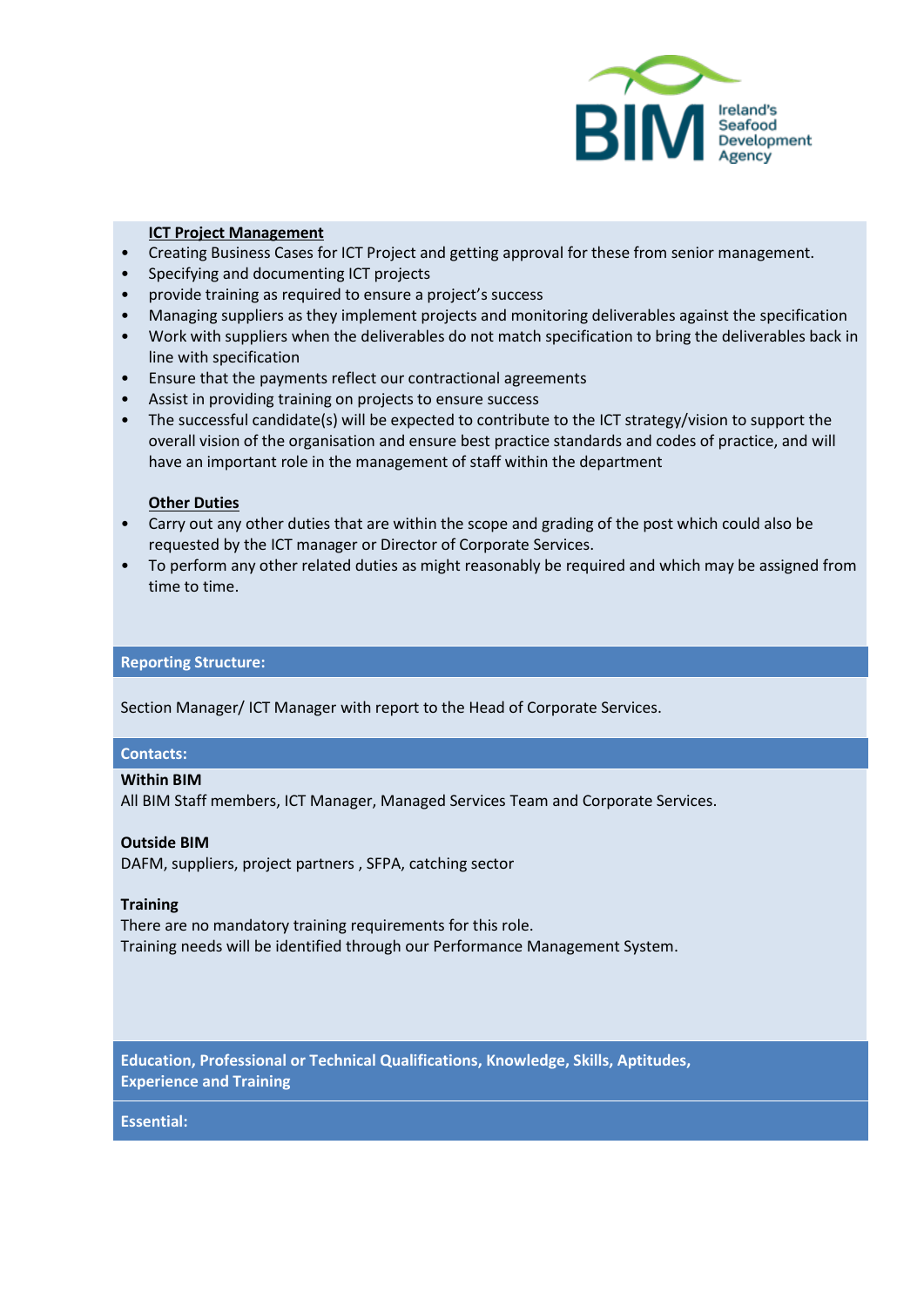**ICT Project Management**

- Creating Business Cases for ICT Project and getting approval for these from senior management.
- Specifying and documenting ICT projects
- provide training as required to ensure a project's success
- Managing suppliers as they implement projects and monitoring deliverables against the specification
- Work with suppliers when the deliverables do not match specification to bring the deliverables back in line with specification
- Ensure that the payments reflect our contractional agreements
- Assist in providing training on projects to ensure success
- The successful candidate(s) will be expected to contribute to the ICT strategy/vision to support the overall vision of the organisation and ensure best practice standards and codes of practice, and will have an important role in the management of staff within the department

**Other Duties**

- Carry out any other duties that are within the scope and grading of the post which could also be requested by the ICT manager or Director of Corporate Services.
- To perform any other related duties as might reasonably be required and which may be assigned from time to time.

## Reporting Structure:

Section Manager/ ICT Manager with report to the Head of Corporate Services.

## Contacts:

**Within BIM**

All BIM Staff members, ICT Manager, Managed Services Team and Corporate Services.

**Outside BIM**

DAFM, suppliers, project partners , SFPA, catching sector

**Training**

There are no mandatory training requirements for this role.
Training needs will be identified through our Performance Management System.

## Education, Professional or Technical Qualifications, Knowledge, Skills, Aptitudes, Experience and Training

## Essential: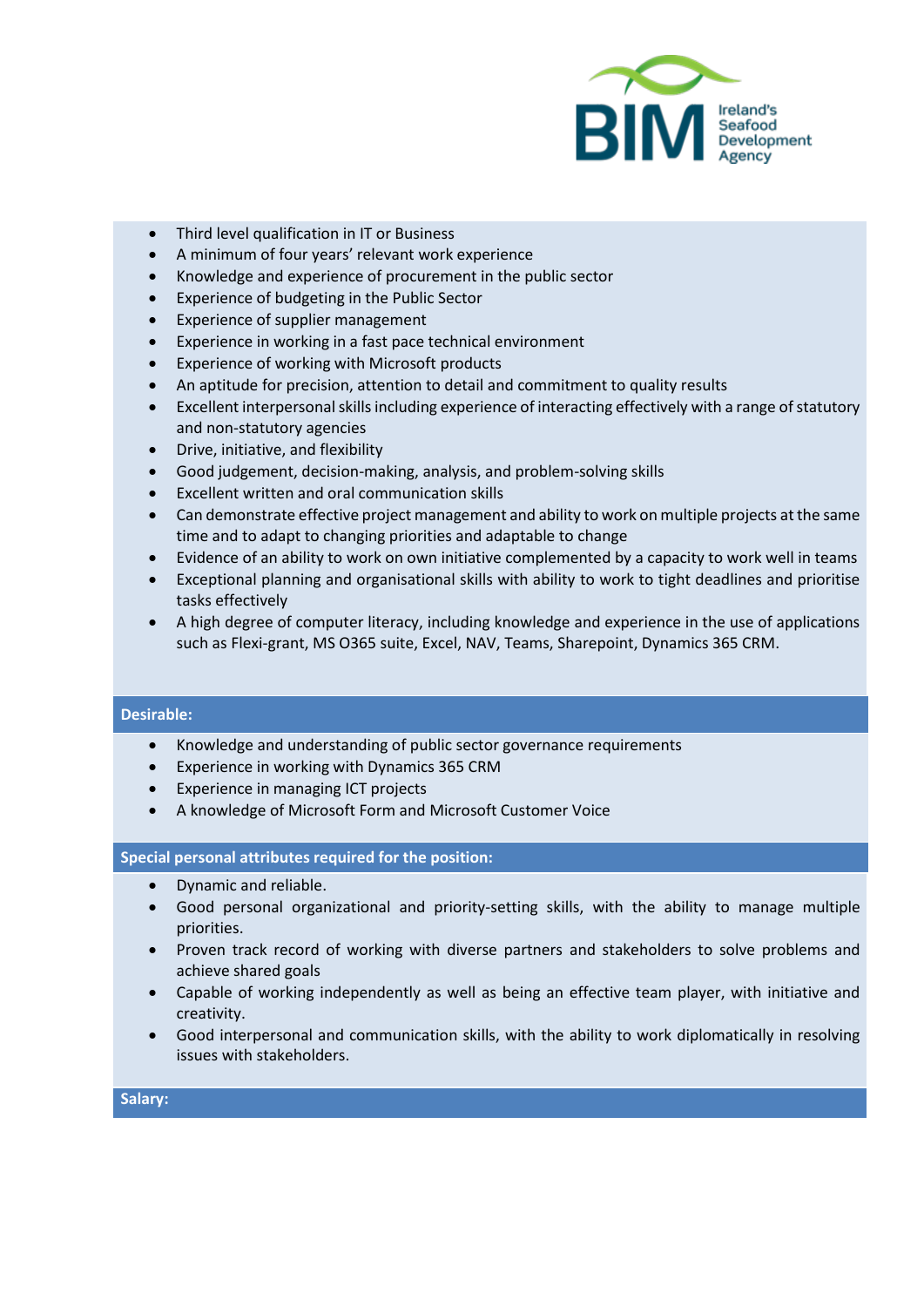- Third level qualification in IT or Business
- A minimum of four years' relevant work experience
- Knowledge and experience of procurement in the public sector
- Experience of budgeting in the Public Sector
- Experience of supplier management
- Experience in working in a fast pace technical environment
- Experience of working with Microsoft products
- An aptitude for precision, attention to detail and commitment to quality results
- Excellent interpersonal skills including experience of interacting effectively with a range of statutory and non-statutory agencies
- Drive, initiative, and flexibility
- Good judgement, decision-making, analysis, and problem-solving skills
- Excellent written and oral communication skills
- Can demonstrate effective project management and ability to work on multiple projects at the same time and to adapt to changing priorities and adaptable to change
- Evidence of an ability to work on own initiative complemented by a capacity to work well in teams
- Exceptional planning and organisational skills with ability to work to tight deadlines and prioritise tasks effectively
- A high degree of computer literacy, including knowledge and experience in the use of applications such as Flexi-grant, MS O365 suite, Excel, NAV, Teams, Sharepoint, Dynamics 365 CRM.

**Desirable:**

- Knowledge and understanding of public sector governance requirements
- Experience in working with Dynamics 365 CRM
- Experience in managing ICT projects
- A knowledge of Microsoft Form and Microsoft Customer Voice

**Special personal attributes required for the position:**

- Dynamic and reliable.
- Good personal organizational and priority-setting skills, with the ability to manage multiple priorities.
- Proven track record of working with diverse partners and stakeholders to solve problems and achieve shared goals
- Capable of working independently as well as being an effective team player, with initiative and creativity.
- Good interpersonal and communication skills, with the ability to work diplomatically in resolving issues with stakeholders.

**Salary:**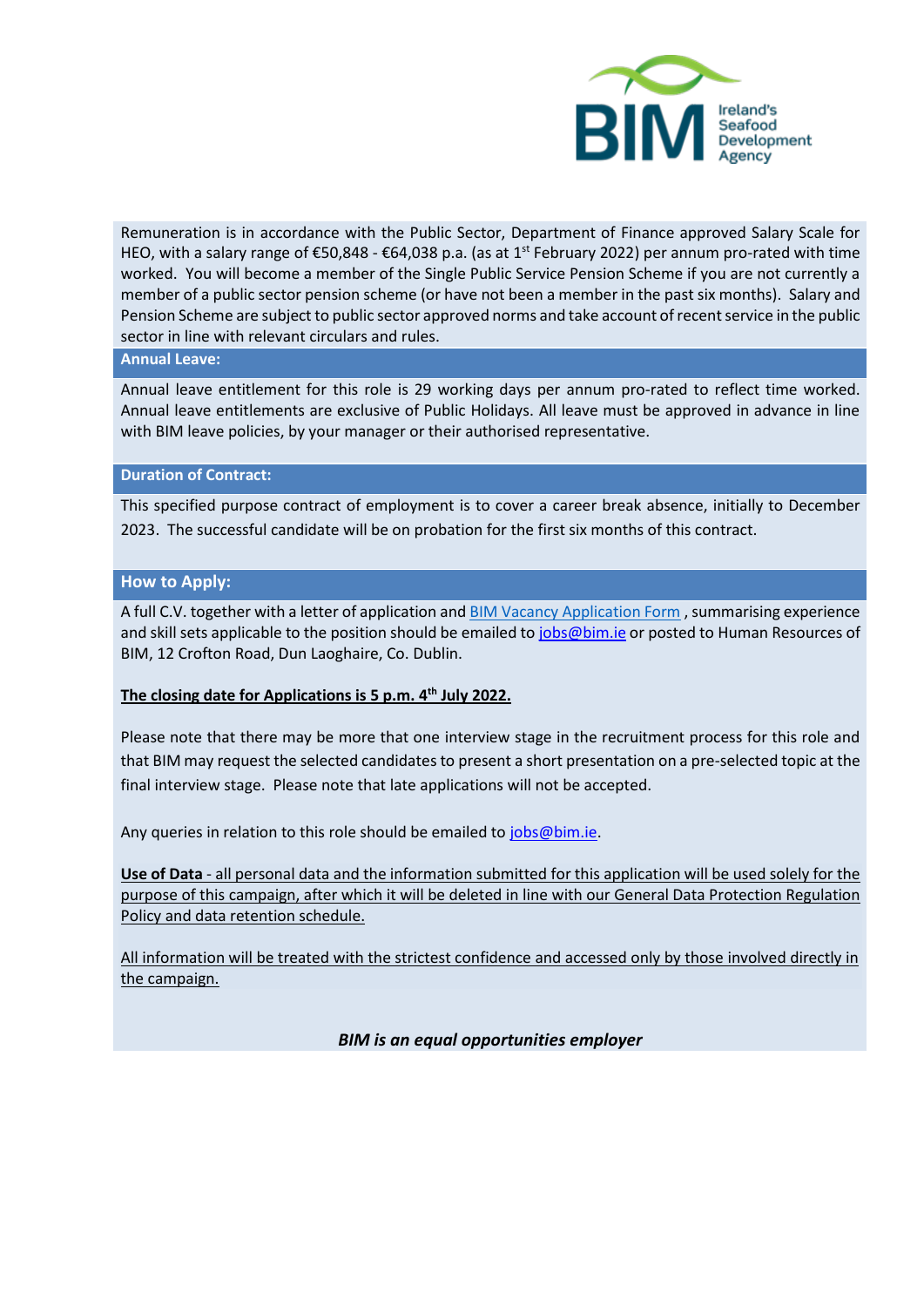Remuneration is in accordance with the Public Sector, Department of Finance approved Salary Scale for HEO, with a salary range of €50,848 - €64,038 p.a. (as at 1st February 2022) per annum pro-rated with time worked. You will become a member of the Single Public Service Pension Scheme if you are not currently a member of a public sector pension scheme (or have not been a member in the past six months). Salary and Pension Scheme are subject to public sector approved norms and take account of recent service in the public sector in line with relevant circulars and rules.

## Annual Leave:

Annual leave entitlement for this role is 29 working days per annum pro-rated to reflect time worked. Annual leave entitlements are exclusive of Public Holidays. All leave must be approved in advance in line with BIM leave policies, by your manager or their authorised representative.

## Duration of Contract:

This specified purpose contract of employment is to cover a career break absence, initially to December 2023. The successful candidate will be on probation for the first six months of this contract.

## How to Apply:

A full C.V. together with a letter of application and BIM Vacancy Application Form , summarising experience and skill sets applicable to the position should be emailed to jobs@bim.ie or posted to Human Resources of BIM, 12 Crofton Road, Dun Laoghaire, Co. Dublin.

**The closing date for Applications is 5 p.m. 4th July 2022.**

Please note that there may be more that one interview stage in the recruitment process for this role and that BIM may request the selected candidates to present a short presentation on a pre-selected topic at the final interview stage. Please note that late applications will not be accepted.

Any queries in relation to this role should be emailed to jobs@bim.ie.

**Use of Data** - all personal data and the information submitted for this application will be used solely for the purpose of this campaign, after which it will be deleted in line with our General Data Protection Regulation Policy and data retention schedule.

All information will be treated with the strictest confidence and accessed only by those involved directly in the campaign.

***BIM is an equal opportunities employer***